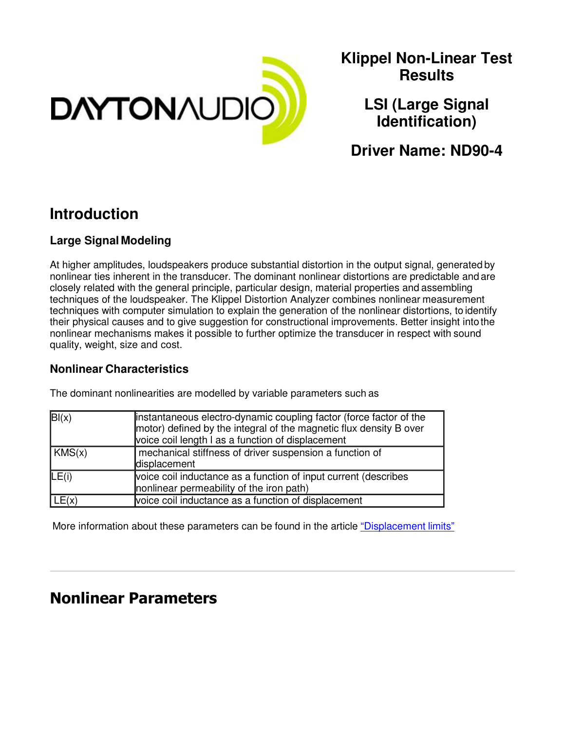DAYTONAUDIO

# Klippel Non-Linear Test Results

## LSI (Large Signal Identification)

## Driver Name: ND90-4

# Introduction

### Large Signal Modeling

At higher amplitudes, loudspeakers produce substantial distortion in the output signal, generated by nonlinear ties inherent in the transducer. The dominant nonlinear distortions are predictable and are closely related with the general principle, particular design, material properties and assembling techniques of the loudspeaker. The Klippel Distortion Analyzer combines nonlinear measurement techniques with computer simulation to explain the generation of the nonlinear distortions, to identify their physical causes and to give suggestion for constructional improvements. Better insight into the nonlinear mechanisms makes it possible to further optimize the transducer in respect with sound quality, weight, size and cost.

### Nonlinear Characteristics

The dominant nonlinearities are modelled by variable parameters such as

| | |
|---|---|
| Bl(x) | instantaneous electro-dynamic coupling factor (force factor of the motor) defined by the integral of the magnetic flux density B over voice coil length l as a function of displacement |
| KMS(x) | mechanical stiffness of driver suspension a function of displacement |
| LE(i) | voice coil inductance as a function of input current (describes nonlinear permeability of the iron path) |
| LE(x) | voice coil inductance as a function of displacement |

More information about these parameters can be found in the article "Displacement limits"

# Nonlinear Parameters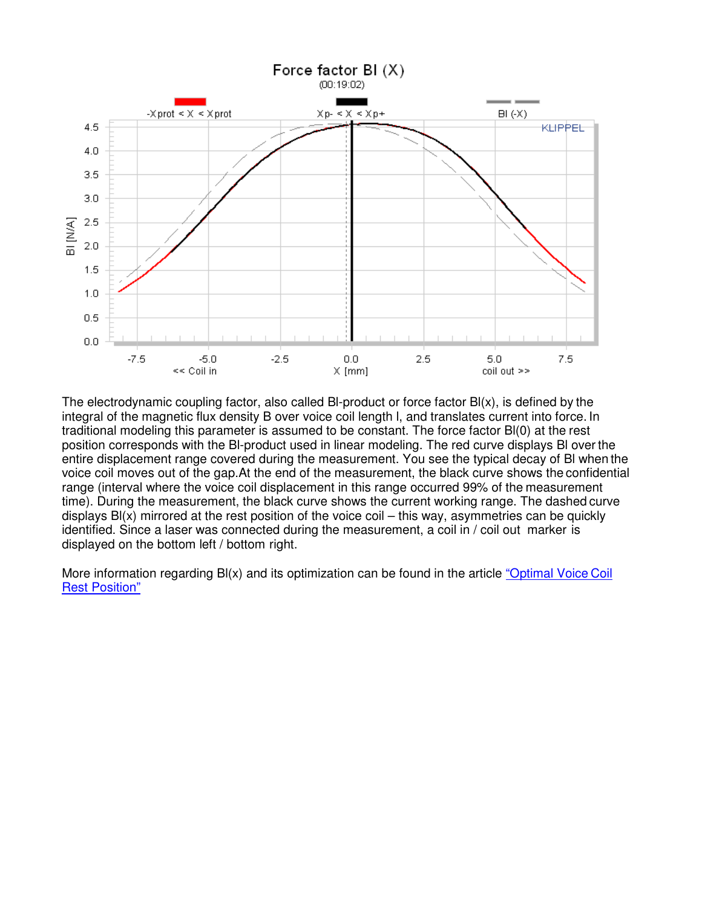The electrodynamic coupling factor, also called Bl-product or force factor Bl(x), is defined by the integral of the magnetic flux density B over voice coil length l, and translates current into force. In traditional modeling this parameter is assumed to be constant. The force factor Bl(0) at the rest position corresponds with the Bl-product used in linear modeling. The red curve displays Bl over the entire displacement range covered during the measurement. You see the typical decay of Bl when the voice coil moves out of the gap.At the end of the measurement, the black curve shows the confidential range (interval where the voice coil displacement in this range occurred 99% of the measurement time). During the measurement, the black curve shows the current working range. The dashed curve displays Bl(x) mirrored at the rest position of the voice coil – this way, asymmetries can be quickly identified. Since a laser was connected during the measurement, a coil in / coil out marker is displayed on the bottom left / bottom right.

More information regarding Bl(x) and its optimization can be found in the article "Optimal Voice Coil Rest Position"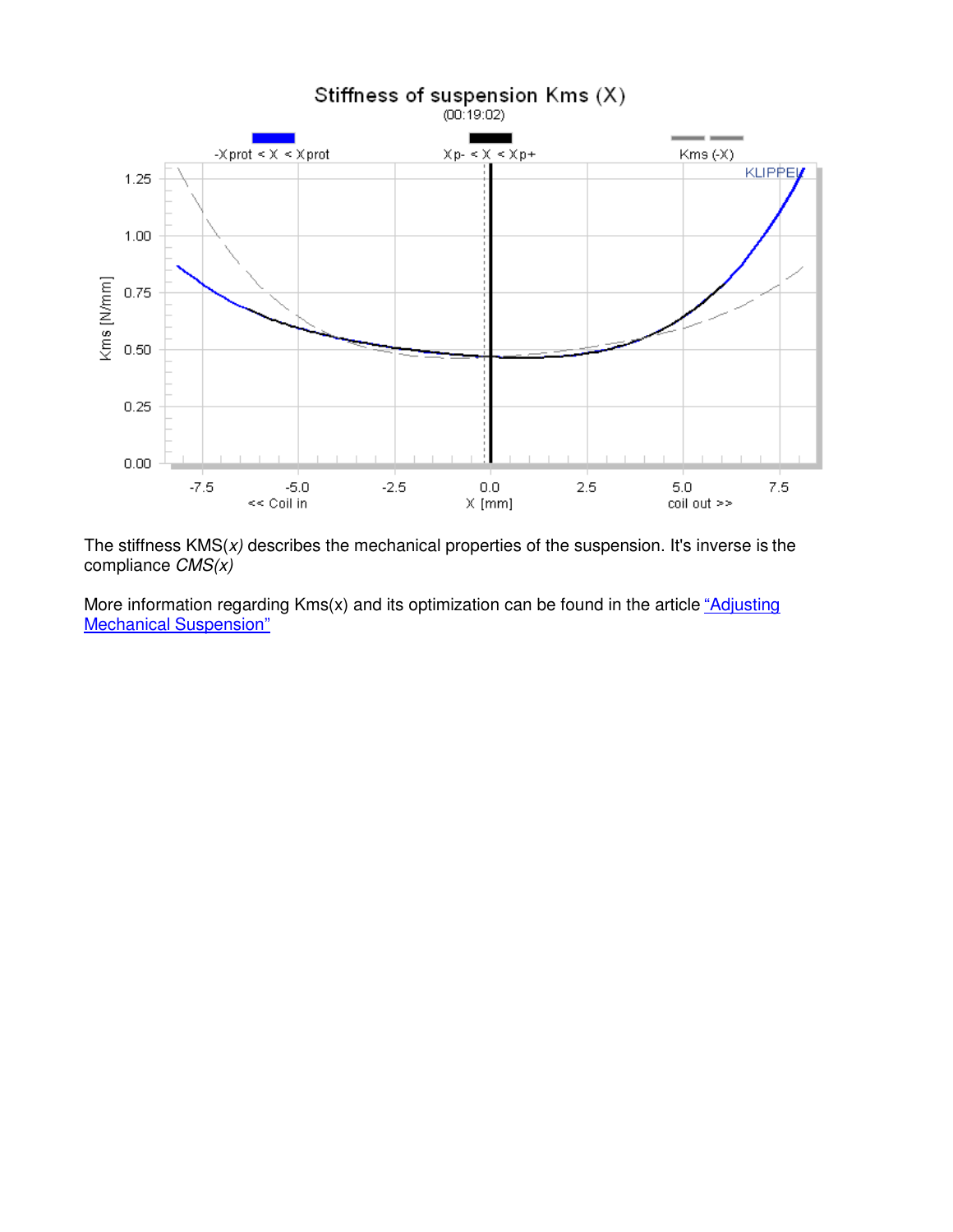The stiffness KMS(*x*) describes the mechanical properties of the suspension. It's inverse is the compliance *CMS(x)*

More information regarding Kms(x) and its optimization can be found in the article [“Adjusting Mechanical Suspension”]()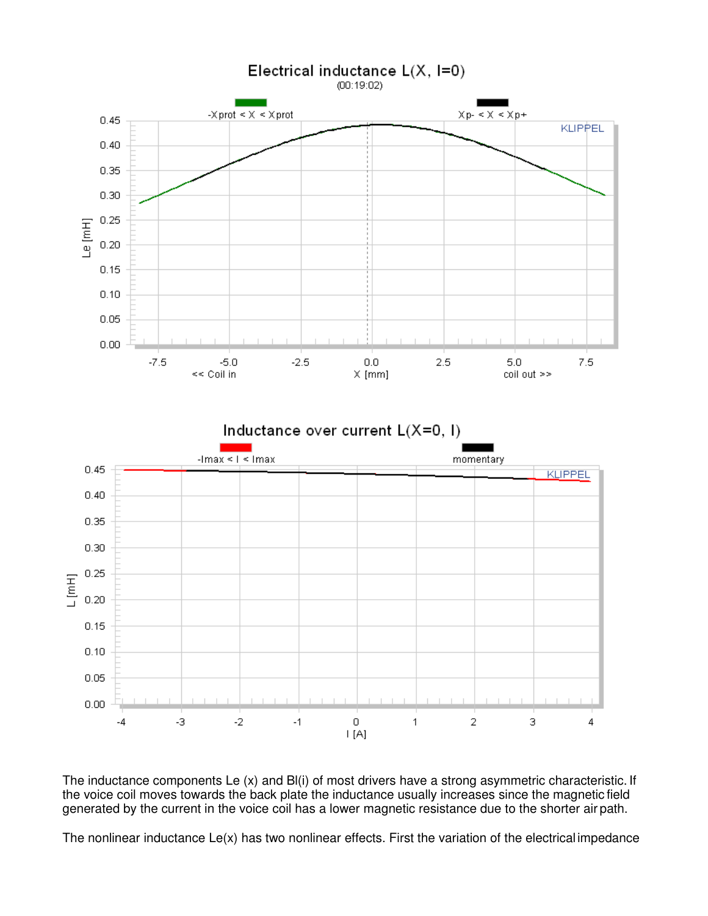The inductance components Le (x) and Bl(i) of most drivers have a strong asymmetric characteristic. If the voice coil moves towards the back plate the inductance usually increases since the magnetic field generated by the current in the voice coil has a lower magnetic resistance due to the shorter air path.

The nonlinear inductance Le(x) has two nonlinear effects. First the variation of the electrical impedance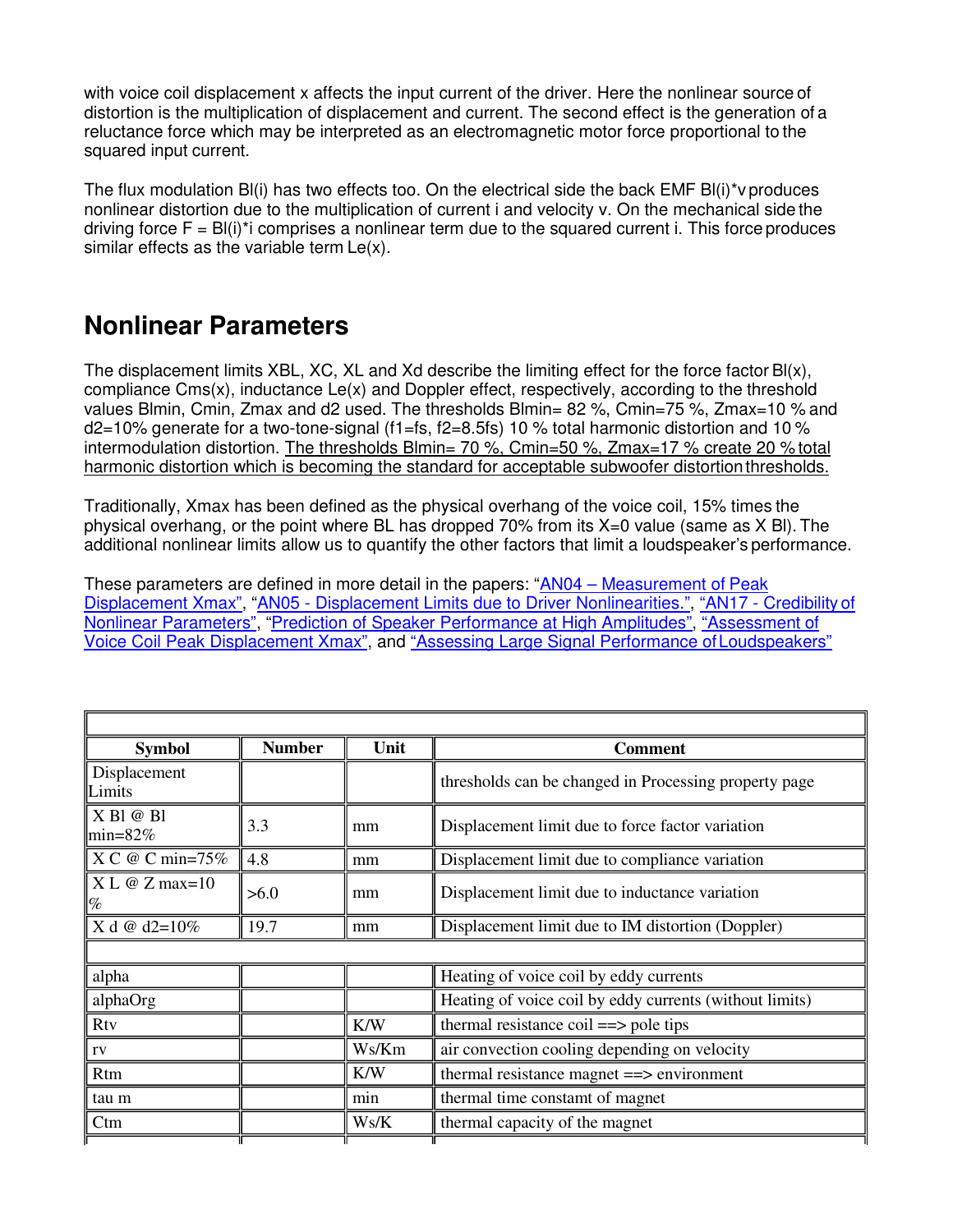with voice coil displacement x affects the input current of the driver. Here the nonlinear source of distortion is the multiplication of displacement and current. The second effect is the generation of a reluctance force which may be interpreted as an electromagnetic motor force proportional to the squared input current.

The flux modulation Bl(i) has two effects too. On the electrical side the back EMF Bl(i)*v produces nonlinear distortion due to the multiplication of current i and velocity v. On the mechanical side the driving force F = Bl(i)*i comprises a nonlinear term due to the squared current i. This force produces similar effects as the variable term Le(x).

## Nonlinear Parameters

The displacement limits XBL, XC, XL and Xd describe the limiting effect for the force factor Bl(x), compliance Cms(x), inductance Le(x) and Doppler effect, respectively, according to the threshold values Blmin, Cmin, Zmax and d2 used. The thresholds Blmin= 82 %, Cmin=75 %, Zmax=10 % and d2=10% generate for a two-tone-signal (f1=fs, f2=8.5fs) 10 % total harmonic distortion and 10 % intermodulation distortion. The thresholds Blmin= 70 %, Cmin=50 %, Zmax=17 % create 20 % total harmonic distortion which is becoming the standard for acceptable subwoofer distortion thresholds.

Traditionally, Xmax has been defined as the physical overhang of the voice coil, 15% times the physical overhang, or the point where BL has dropped 70% from its X=0 value (same as X Bl). The additional nonlinear limits allow us to quantify the other factors that limit a loudspeaker's performance.

These parameters are defined in more detail in the papers: "AN04 – Measurement of Peak Displacement Xmax", "AN05 - Displacement Limits due to Driver Nonlinearities.", "AN17 - Credibility of Nonlinear Parameters", "Prediction of Speaker Performance at High Amplitudes", "Assessment of Voice Coil Peak Displacement Xmax", and "Assessing Large Signal Performance of Loudspeakers"

| Symbol | Number | Unit | Comment |
|---|---|---|---|
| Displacement Limits | | | thresholds can be changed in Processing property page |
| X Bl @ Bl min=82% | 3.3 | mm | Displacement limit due to force factor variation |
| X C @ C min=75% | 4.8 | mm | Displacement limit due to compliance variation |
| X L @ Z max=10 % | >6.0 | mm | Displacement limit due to inductance variation |
| X d @ d2=10% | 19.7 | mm | Displacement limit due to IM distortion (Doppler) |
| | | | |
| alpha | | | Heating of voice coil by eddy currents |
| alphaOrg | | | Heating of voice coil by eddy currents (without limits) |
| Rtv | | K/W | thermal resistance coil ==> pole tips |
| rv | | Ws/Km | air convection cooling depending on velocity |
| Rtm | | K/W | thermal resistance magnet ==> environment |
| tau m | | min | thermal time constamt of magnet |
| Ctm | | Ws/K | thermal capacity of the magnet |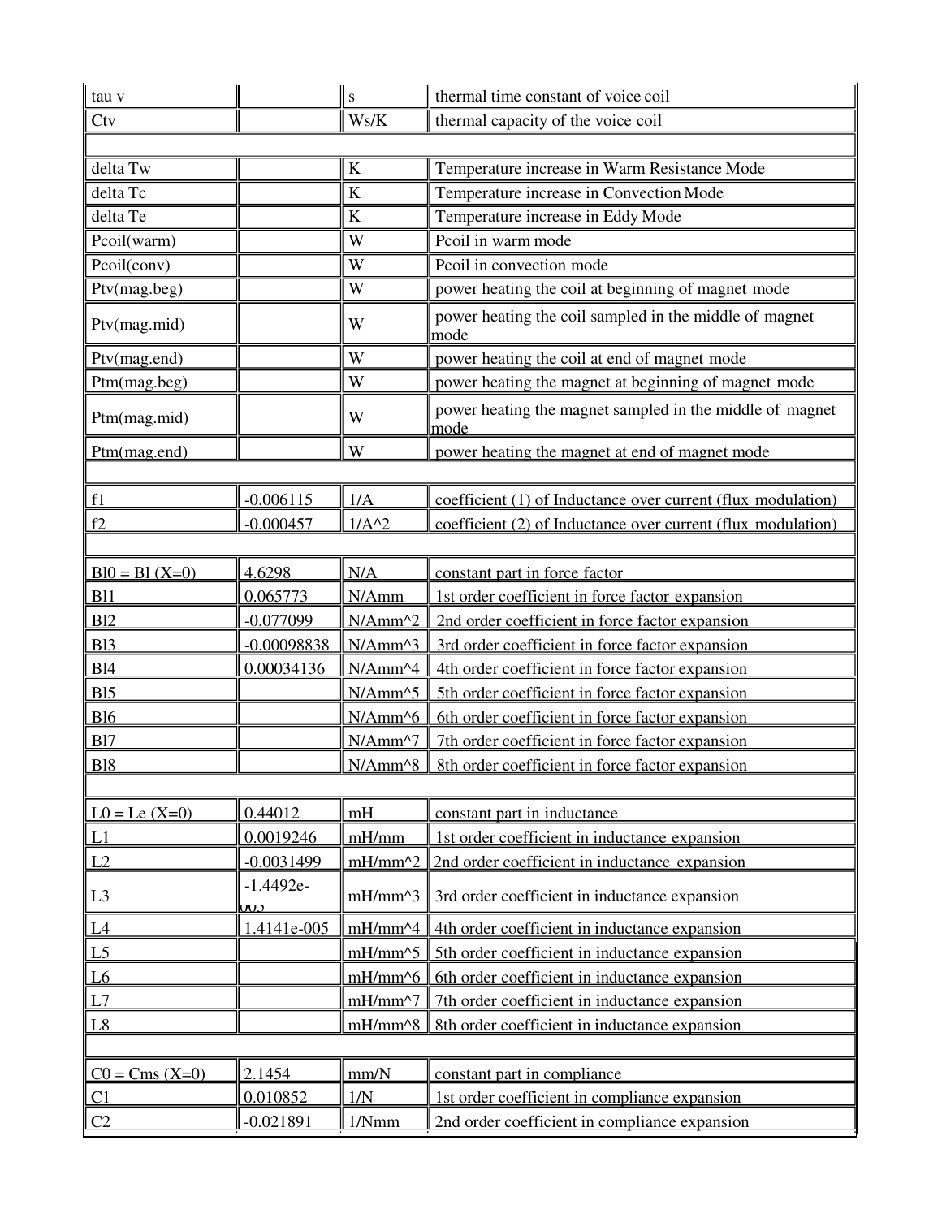| tau v | | s | thermal time constant of voice coil |
|---|---|---|---|
| Ctv | | Ws/K | thermal capacity of the voice coil |
| | | | |
| delta Tw | | K | Temperature increase in Warm Resistance Mode |
| delta Tc | | K | Temperature increase in Convection Mode |
| delta Te | | K | Temperature increase in Eddy Mode |
| Pcoil(warm) | | W | Pcoil in warm mode |
| Pcoil(conv) | | W | Pcoil in convection mode |
| Ptv(mag.beg) | | W | power heating the coil at beginning of magnet mode |
| Ptv(mag.mid) | | W | power heating the coil sampled in the middle of magnet mode |
| Ptv(mag.end) | | W | power heating the coil at end of magnet mode |
| Ptm(mag.beg) | | W | power heating the magnet at beginning of magnet mode |
| Ptm(mag.mid) | | W | power heating the magnet sampled in the middle of magnet mode |
| Ptm(mag.end) | | W | power heating the magnet at end of magnet mode |
| | | | |
| f1 | -0.006115 | 1/A | coefficient (1) of Inductance over current (flux modulation) |
| f2 | -0.000457 | 1/A^2 | coefficient (2) of Inductance over current (flux modulation) |
| | | | |
| Bl0 = Bl (X=0) | 4.6298 | N/A | constant part in force factor |
| Bl1 | 0.065773 | N/Amm | 1st order coefficient in force factor expansion |
| Bl2 | -0.077099 | N/Amm^2 | 2nd order coefficient in force factor expansion |
| Bl3 | -0.00098838 | N/Amm^3 | 3rd order coefficient in force factor expansion |
| Bl4 | 0.00034136 | N/Amm^4 | 4th order coefficient in force factor expansion |
| Bl5 | | N/Amm^5 | 5th order coefficient in force factor expansion |
| Bl6 | | N/Amm^6 | 6th order coefficient in force factor expansion |
| Bl7 | | N/Amm^7 | 7th order coefficient in force factor expansion |
| Bl8 | | N/Amm^8 | 8th order coefficient in force factor expansion |
| | | | |
| L0 = Le (X=0) | 0.44012 | mH | constant part in inductance |
| L1 | 0.0019246 | mH/mm | 1st order coefficient in inductance expansion |
| L2 | -0.0031499 | mH/mm^2 | 2nd order coefficient in inductance expansion |
| L3 | -1.4492e-005 | mH/mm^3 | 3rd order coefficient in inductance expansion |
| L4 | 1.4141e-005 | mH/mm^4 | 4th order coefficient in inductance expansion |
| L5 | | mH/mm^5 | 5th order coefficient in inductance expansion |
| L6 | | mH/mm^6 | 6th order coefficient in inductance expansion |
| L7 | | mH/mm^7 | 7th order coefficient in inductance expansion |
| L8 | | mH/mm^8 | 8th order coefficient in inductance expansion |
| | | | |
| C0 = Cms (X=0) | 2.1454 | mm/N | constant part in compliance |
| C1 | 0.010852 | 1/N | 1st order coefficient in compliance expansion |
| C2 | -0.021891 | 1/Nmm | 2nd order coefficient in compliance expansion |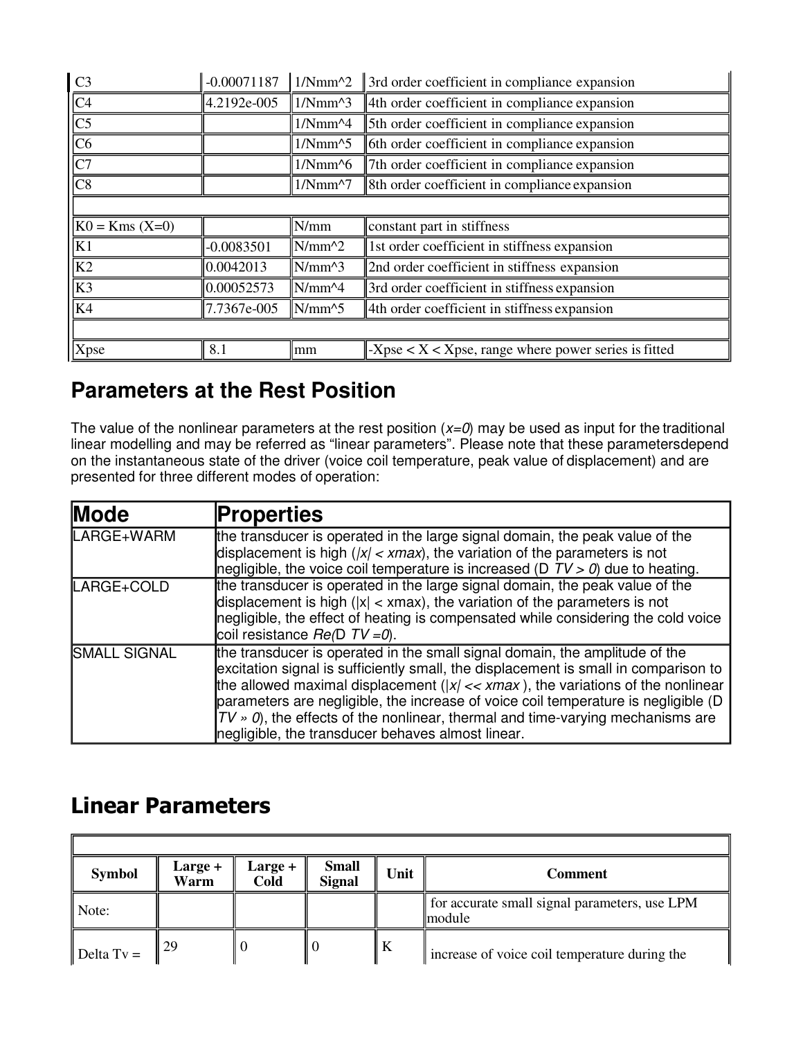| C3 | -0.00071187 | 1/Nmm^2 | 3rd order coefficient in compliance expansion |
|---|---|---|---|
| C4 | 4.2192e-005 | 1/Nmm^3 | 4th order coefficient in compliance expansion |
| C5 | | 1/Nmm^4 | 5th order coefficient in compliance expansion |
| C6 | | 1/Nmm^5 | 6th order coefficient in compliance expansion |
| C7 | | 1/Nmm^6 | 7th order coefficient in compliance expansion |
| C8 | | 1/Nmm^7 | 8th order coefficient in compliance expansion |
| | | | |
| K0 = Kms (X=0) | | N/mm | constant part in stiffness |
| K1 | -0.0083501 | N/mm^2 | 1st order coefficient in stiffness expansion |
| K2 | 0.0042013 | N/mm^3 | 2nd order coefficient in stiffness expansion |
| K3 | 0.00052573 | N/mm^4 | 3rd order coefficient in stiffness expansion |
| K4 | 7.7367e-005 | N/mm^5 | 4th order coefficient in stiffness expansion |
| | | | |
| Xpse | 8.1 | mm | -Xpse < X < Xpse, range where power series is fitted |

## Parameters at the Rest Position

The value of the nonlinear parameters at the rest position (*x=0*) may be used as input for the traditional linear modelling and may be referred as "linear parameters". Please note that these parametersdepend on the instantaneous state of the driver (voice coil temperature, peak value of displacement) and are presented for three different modes of operation:

| Mode | Properties |
|---|---|
| LARGE+WARM | the transducer is operated in the large signal domain, the peak value of the displacement is high (*\|x\| < xmax*), the variation of the parameters is not negligible, the voice coil temperature is increased (D *TV > 0*) due to heating. |
| LARGE+COLD | the transducer is operated in the large signal domain, the peak value of the displacement is high (\|x\| < xmax), the variation of the parameters is not negligible, the effect of heating is compensated while considering the cold voice coil resistance *Re(*D *TV =0)*. |
| SMALL SIGNAL | the transducer is operated in the small signal domain, the amplitude of the excitation signal is sufficiently small, the displacement is small in comparison to the allowed maximal displacement (*\|x\| << xmax* ), the variations of the nonlinear parameters are negligible, the increase of voice coil temperature is negligible (D *TV » 0*), the effects of the nonlinear, thermal and time-varying mechanisms are negligible, the transducer behaves almost linear. |

## Linear Parameters

| Symbol | Large + Warm | Large + Cold | Small Signal | Unit | Comment |
|---|---|---|---|---|---|
| Note: | | | | | for accurate small signal parameters, use LPM module |
| Delta Tv = | 29 | 0 | 0 | K | increase of voice coil temperature during the |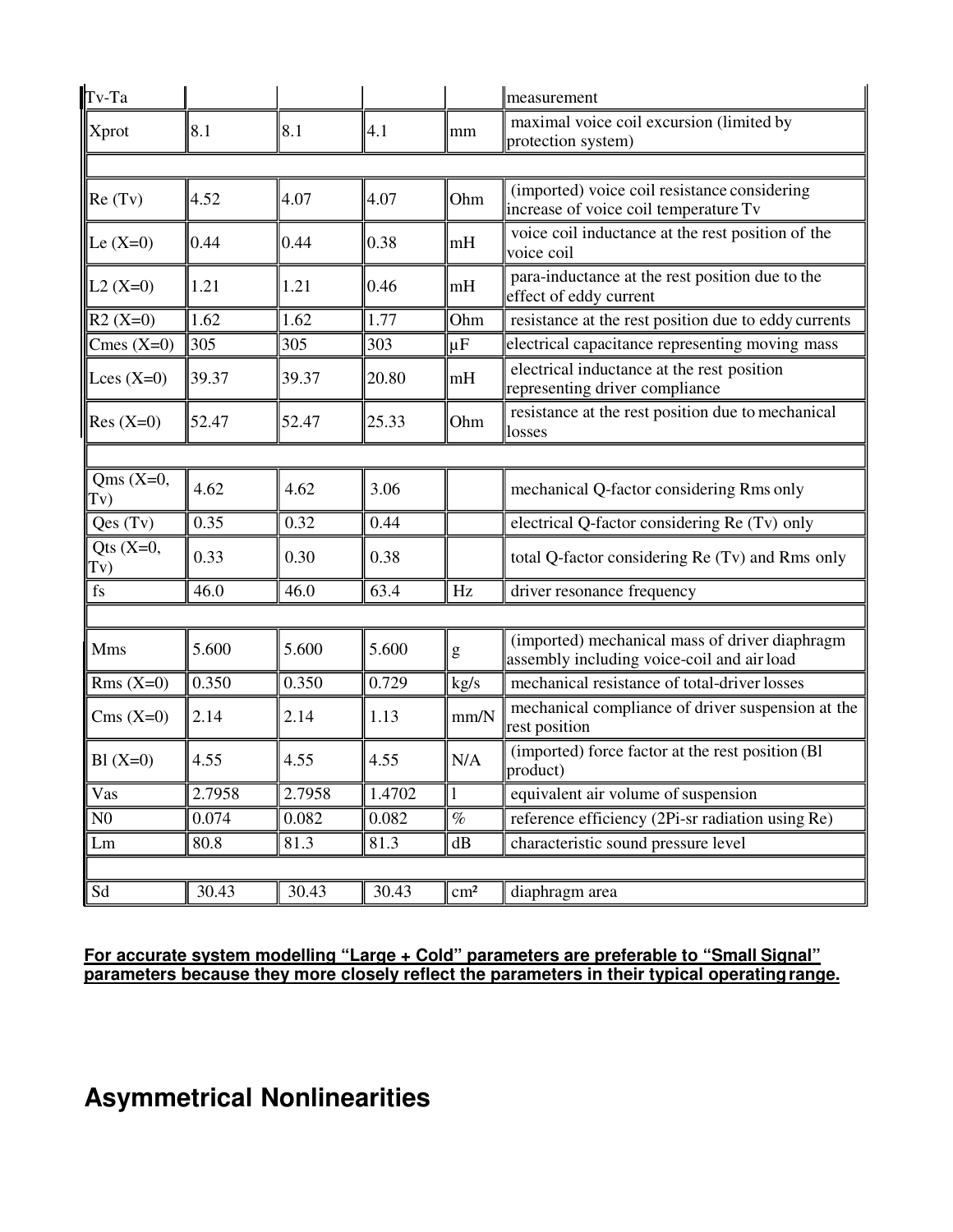| Tv-Ta | | | | | measurement |
|---|---|---|---|---|---|
| Xprot | 8.1 | 8.1 | 4.1 | mm | maximal voice coil excursion (limited by protection system) |
| | | | | | |
| Re (Tv) | 4.52 | 4.07 | 4.07 | Ohm | (imported) voice coil resistance considering increase of voice coil temperature Tv |
| Le (X=0) | 0.44 | 0.44 | 0.38 | mH | voice coil inductance at the rest position of the voice coil |
| L2 (X=0) | 1.21 | 1.21 | 0.46 | mH | para-inductance at the rest position due to the effect of eddy current |
| R2 (X=0) | 1.62 | 1.62 | 1.77 | Ohm | resistance at the rest position due to eddy currents |
| Cmes (X=0) | 305 | 305 | 303 | µF | electrical capacitance representing moving mass |
| Lces (X=0) | 39.37 | 39.37 | 20.80 | mH | electrical inductance at the rest position representing driver compliance |
| Res (X=0) | 52.47 | 52.47 | 25.33 | Ohm | resistance at the rest position due to mechanical losses |
| | | | | | |
| Qms (X=0, Tv) | 4.62 | 4.62 | 3.06 | | mechanical Q-factor considering Rms only |
| Qes (Tv) | 0.35 | 0.32 | 0.44 | | electrical Q-factor considering Re (Tv) only |
| Qts (X=0, Tv) | 0.33 | 0.30 | 0.38 | | total Q-factor considering Re (Tv) and Rms only |
| fs | 46.0 | 46.0 | 63.4 | Hz | driver resonance frequency |
| | | | | | |
| Mms | 5.600 | 5.600 | 5.600 | g | (imported) mechanical mass of driver diaphragm assembly including voice-coil and air load |
| Rms (X=0) | 0.350 | 0.350 | 0.729 | kg/s | mechanical resistance of total-driver losses |
| Cms (X=0) | 2.14 | 2.14 | 1.13 | mm/N | mechanical compliance of driver suspension at the rest position |
| Bl (X=0) | 4.55 | 4.55 | 4.55 | N/A | (imported) force factor at the rest position (Bl product) |
| Vas | 2.7958 | 2.7958 | 1.4702 | l | equivalent air volume of suspension |
| N0 | 0.074 | 0.082 | 0.082 | % | reference efficiency (2Pi-sr radiation using Re) |
| Lm | 80.8 | 81.3 | 81.3 | dB | characteristic sound pressure level |
| | | | | | |
| Sd | 30.43 | 30.43 | 30.43 | cm² | diaphragm area |

**For accurate system modelling "Large + Cold" parameters are preferable to "Small Signal" parameters because they more closely reflect the parameters in their typical operating range.**

## Asymmetrical Nonlinearities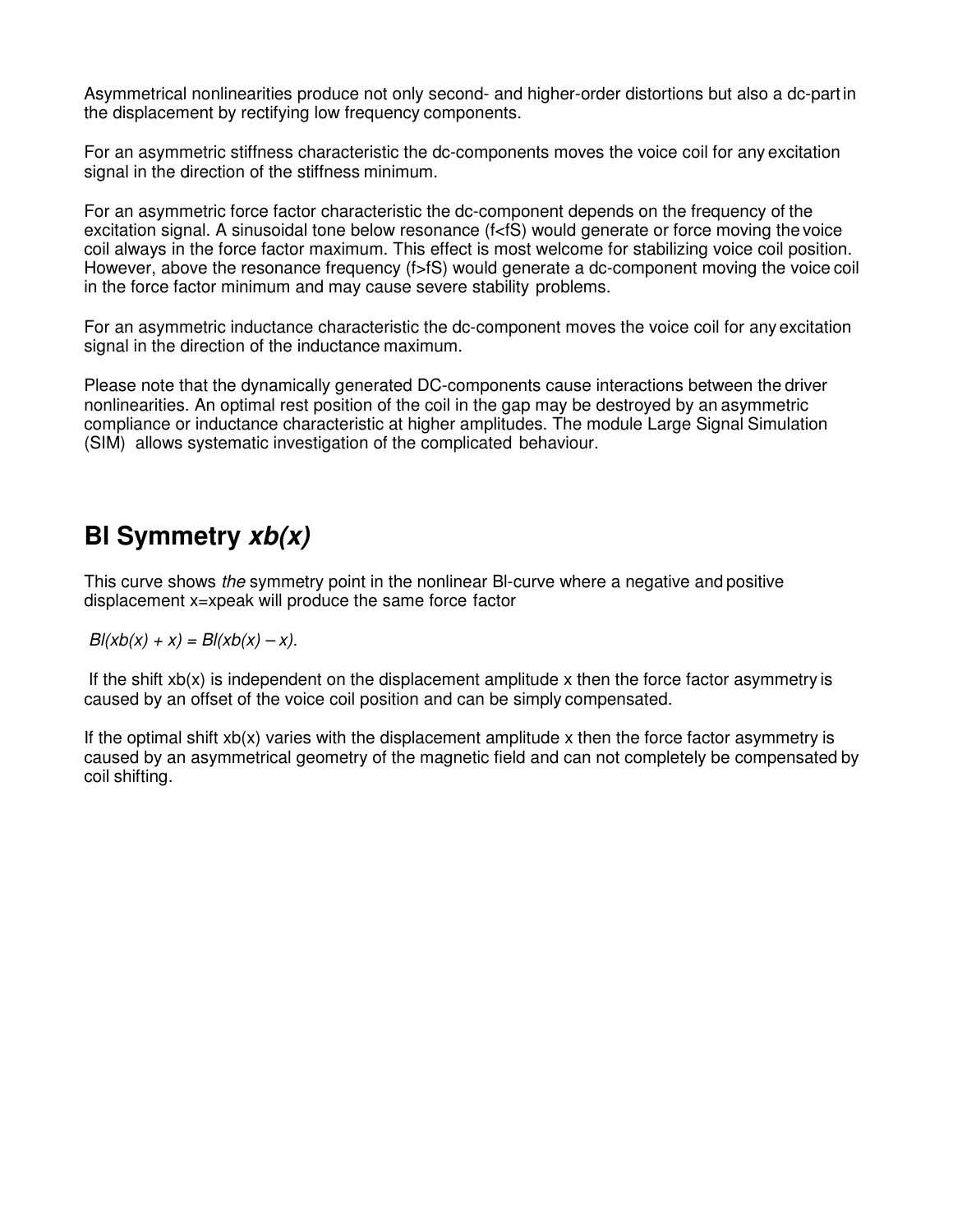Asymmetrical nonlinearities produce not only second- and higher-order distortions but also a dc-part in the displacement by rectifying low frequency components.

For an asymmetric stiffness characteristic the dc-components moves the voice coil for any excitation signal in the direction of the stiffness minimum.

For an asymmetric force factor characteristic the dc-component depends on the frequency of the excitation signal. A sinusoidal tone below resonance ($f<f_S$) would generate or force moving the voice coil always in the force factor maximum. This effect is most welcome for stabilizing voice coil position. However, above the resonance frequency ($f>f_S$) would generate a dc-component moving the voice coil in the force factor minimum and may cause severe stability problems.

For an asymmetric inductance characteristic the dc-component moves the voice coil for any excitation signal in the direction of the inductance maximum.

Please note that the dynamically generated DC-components cause interactions between the driver nonlinearities. An optimal rest position of the coil in the gap may be destroyed by an asymmetric compliance or inductance characteristic at higher amplitudes. The module Large Signal Simulation (SIM) allows systematic investigation of the complicated behaviour.

## Bl Symmetry *xb(x)*

This curve shows *the* symmetry point in the nonlinear Bl-curve where a negative and positive displacement $x=x_{peak}$ will produce the same force factor

$$Bl(x_b(x) + x) = Bl(x_b(x) - x).$$

If the shift $x_b(x)$ is independent on the displacement amplitude $x$ then the force factor asymmetry is caused by an offset of the voice coil position and can be simply compensated.

If the optimal shift $x_b(x)$ varies with the displacement amplitude $x$ then the force factor asymmetry is caused by an asymmetrical geometry of the magnetic field and can not completely be compensated by coil shifting.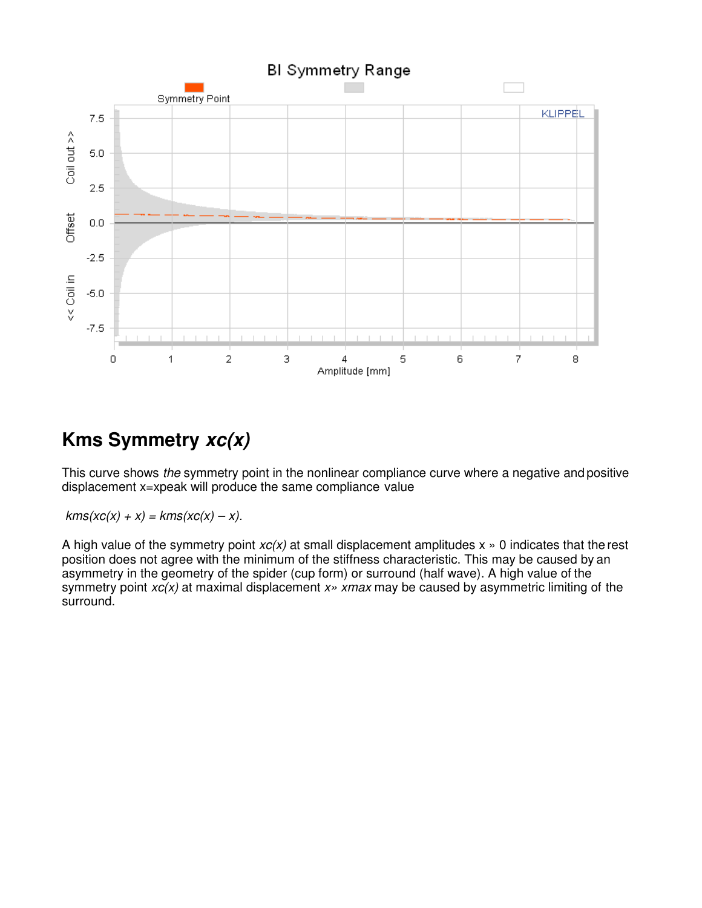## Kms Symmetry *xc(x)*

This curve shows *the* symmetry point in the nonlinear compliance curve where a negative and positive displacement x=xpeak will produce the same compliance value

$kms(xc(x) + x) = kms(xc(x) – x).$

A high value of the symmetry point $xc(x)$ at small displacement amplitudes x » 0 indicates that the rest position does not agree with the minimum of the stiffness characteristic. This may be caused by an asymmetry in the geometry of the spider (cup form) or surround (half wave). A high value of the symmetry point $xc(x)$ at maximal displacement $x$» $xmax$ may be caused by asymmetric limiting of the surround.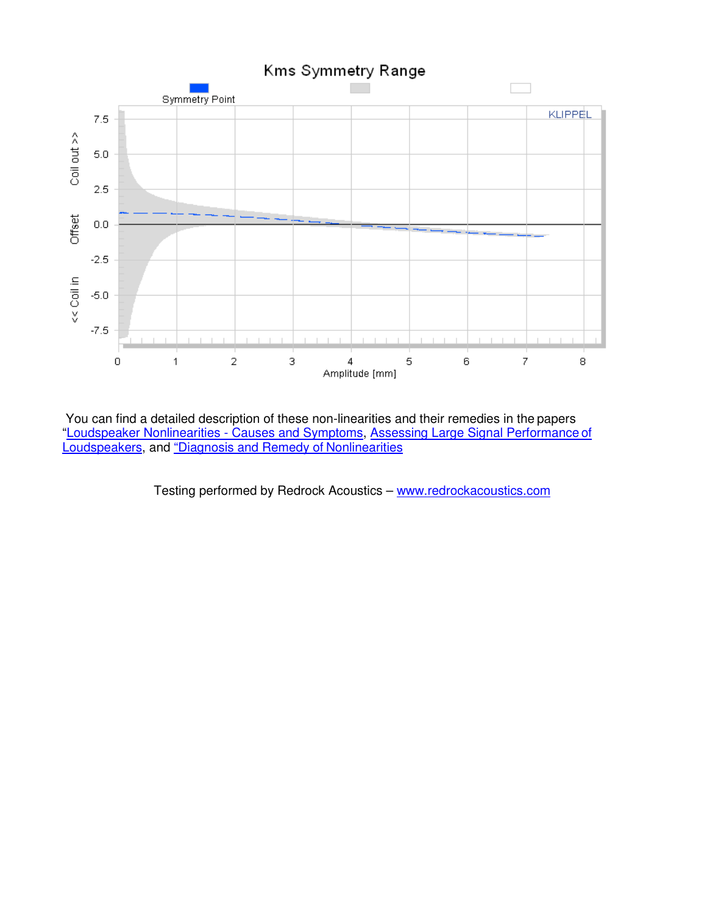Kms Symmetry Range

Symmetry Point

KLIPPEL

Coil out >>

Offset

<< Coil in

7.5

5.0

2.5

0.0

-2.5

-5.0

-7.5

0 1 2 3 4 5 6 7 8

Amplitude [mm]

You can find a detailed description of these non-linearities and their remedies in the papers "Loudspeaker Nonlinearities - Causes and Symptoms, Assessing Large Signal Performance of Loudspeakers, and "Diagnosis and Remedy of Nonlinearities

Testing performed by Redrock Acoustics – www.redrockacoustics.com